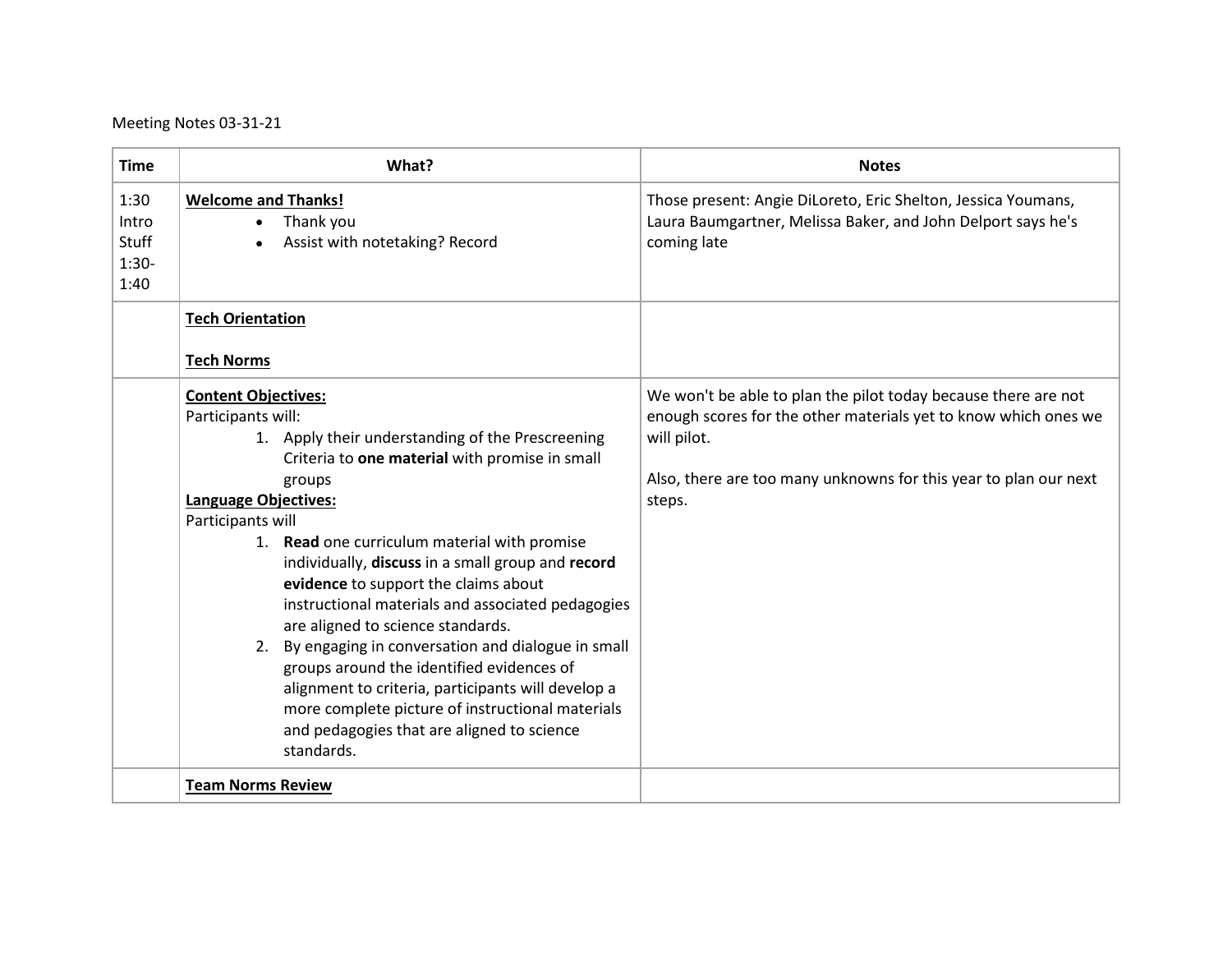Meeting Notes 03-31-21

| Time | What? | Notes |
|---|---|---|
| 1:30 Intro Stuff 1:30-1:40 | <u>**Welcome and Thanks!**</u><br>• Thank you<br>• Assist with notetaking? Record | Those present: Angie DiLoreto, Eric Shelton, Jessica Youmans, Laura Baumgartner, Melissa Baker, and John Delport says he's coming late |
| | <u>**Tech Orientation**</u><br><br><u>**Tech Norms**</u> | |
| | <u>**Content Objectives:**</u><br>Participants will:<br>1. Apply their understanding of the Prescreening Criteria to **one material** with promise in small groups<br><u>**Language Objectives:**</u><br>Participants will<br>1. **Read** one curriculum material with promise individually, **discuss** in a small group and **record evidence** to support the claims about instructional materials and associated pedagogies are aligned to science standards.<br>2. By engaging in conversation and dialogue in small groups around the identified evidences of alignment to criteria, participants will develop a more complete picture of instructional materials and pedagogies that are aligned to science standards. | We won't be able to plan the pilot today because there are not enough scores for the other materials yet to know which ones we will pilot.<br><br>Also, there are too many unknowns for this year to plan our next steps. |
| | <u>**Team Norms Review**</u> | |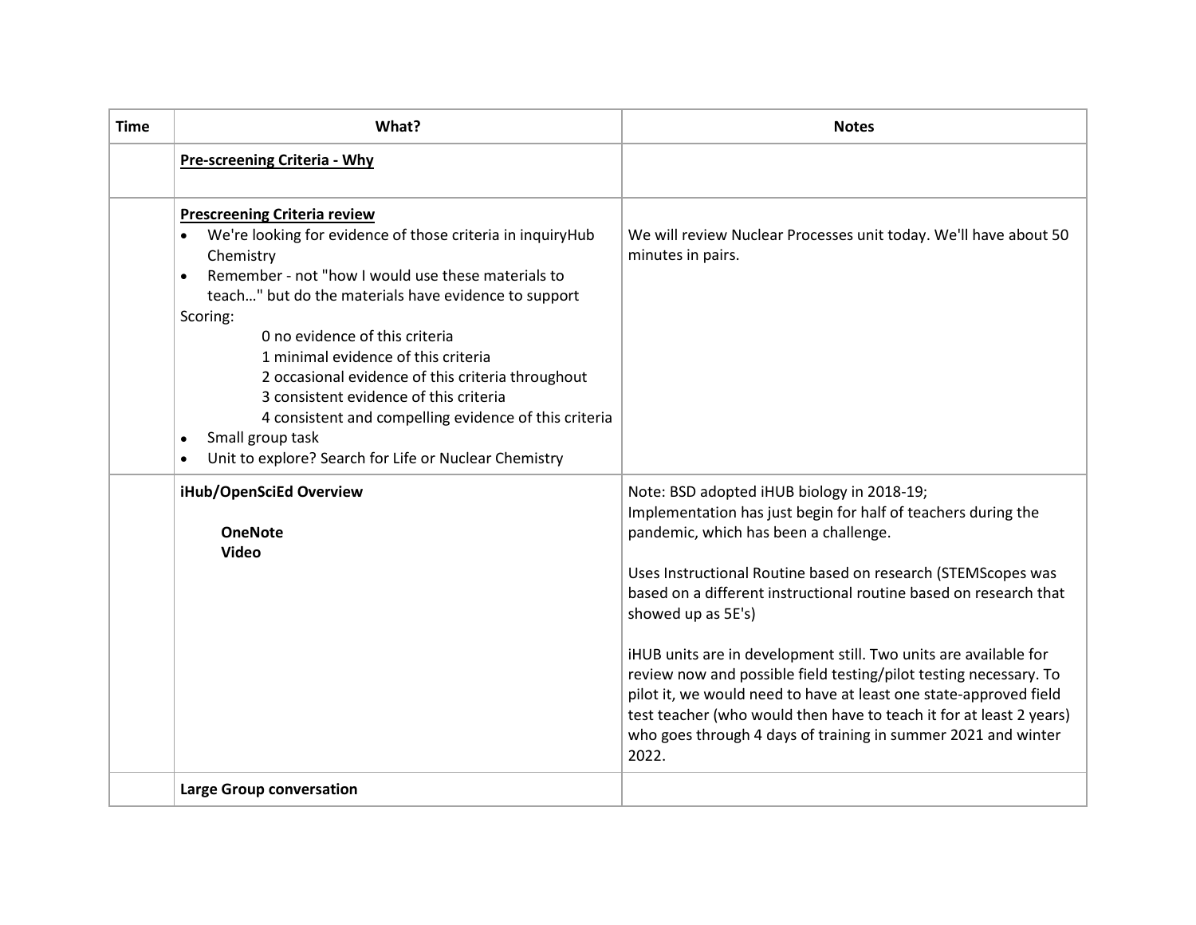| Time | What? | Notes |
| --- | --- | --- |
| | **Pre-screening Criteria - Why** | |
| | **Prescreening Criteria review**<br>• We're looking for evidence of those criteria in inquiryHub Chemistry<br>• Remember - not "how I would use these materials to teach…" but do the materials have evidence to support<br>Scoring:<br>0 no evidence of this criteria<br>1 minimal evidence of this criteria<br>2 occasional evidence of this criteria throughout<br>3 consistent evidence of this criteria<br>4 consistent and compelling evidence of this criteria<br>• Small group task<br>• Unit to explore? Search for Life or Nuclear Chemistry | We will review Nuclear Processes unit today. We'll have about 50 minutes in pairs. |
| | **iHub/OpenSciEd Overview**<br>**OneNote**<br>**Video** | Note: BSD adopted iHUB biology in 2018-19;<br>Implementation has just begin for half of teachers during the pandemic, which has been a challenge.<br><br>Uses Instructional Routine based on research (STEMScopes was based on a different instructional routine based on research that showed up as 5E's)<br><br>iHUB units are in development still. Two units are available for review now and possible field testing/pilot testing necessary. To pilot it, we would need to have at least one state-approved field test teacher (who would then have to teach it for at least 2 years) who goes through 4 days of training in summer 2021 and winter 2022. |
| | **Large Group conversation** | |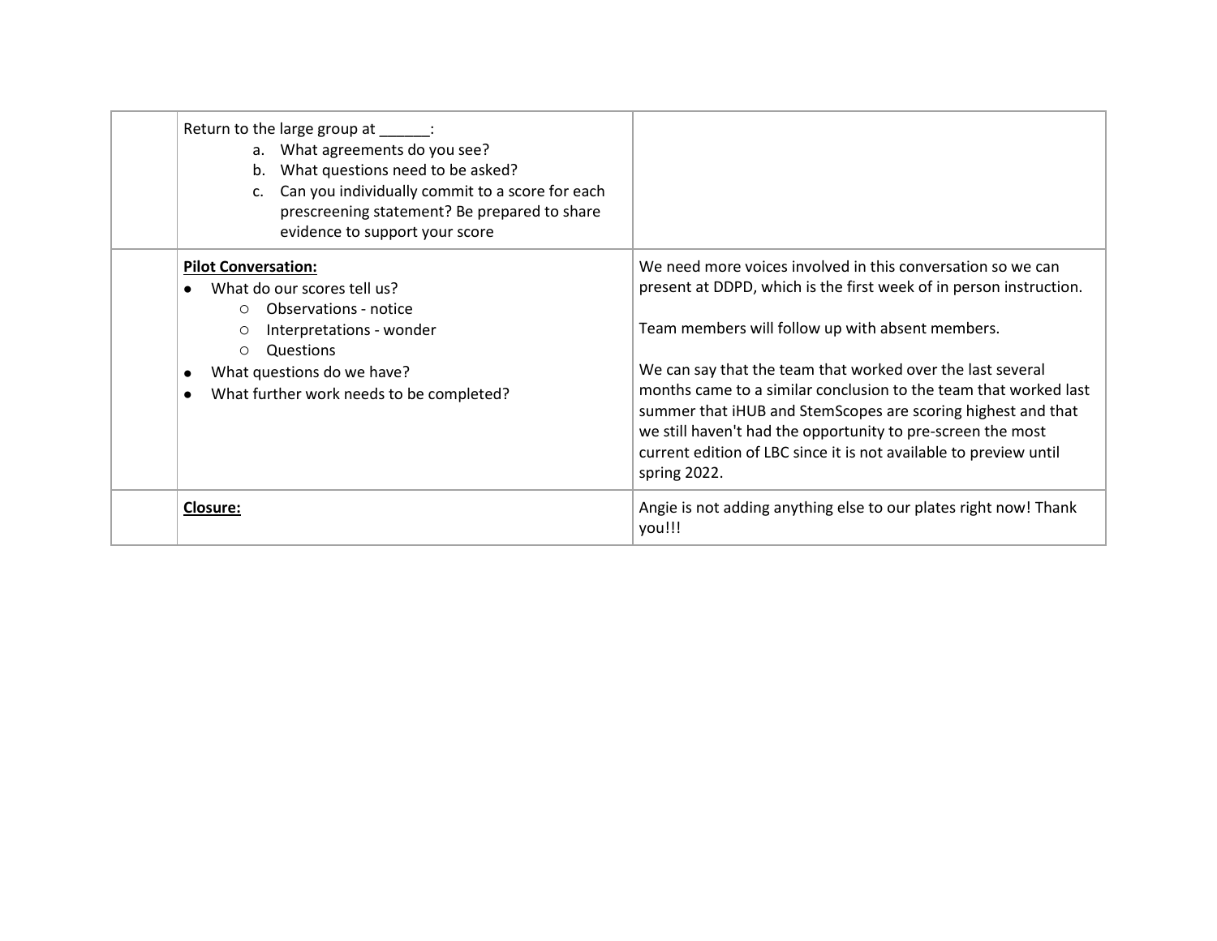| | | |
|---|---|---|
| | Return to the large group at ______:<br>a. What agreements do you see?<br>b. What questions need to be asked?<br>c. Can you individually commit to a score for each prescreening statement? Be prepared to share evidence to support your score | |
| | **Pilot Conversation:**<br>● What do our scores tell us?<br>○ Observations - notice<br>○ Interpretations - wonder<br>○ Questions<br>● What questions do we have?<br>● What further work needs to be completed? | We need more voices involved in this conversation so we can present at DDPD, which is the first week of in person instruction.<br><br>Team members will follow up with absent members.<br><br>We can say that the team that worked over the last several months came to a similar conclusion to the team that worked last summer that iHUB and StemScopes are scoring highest and that we still haven't had the opportunity to pre-screen the most current edition of LBC since it is not available to preview until spring 2022. |
| | **Closure:** | Angie is not adding anything else to our plates right now! Thank you!!! |